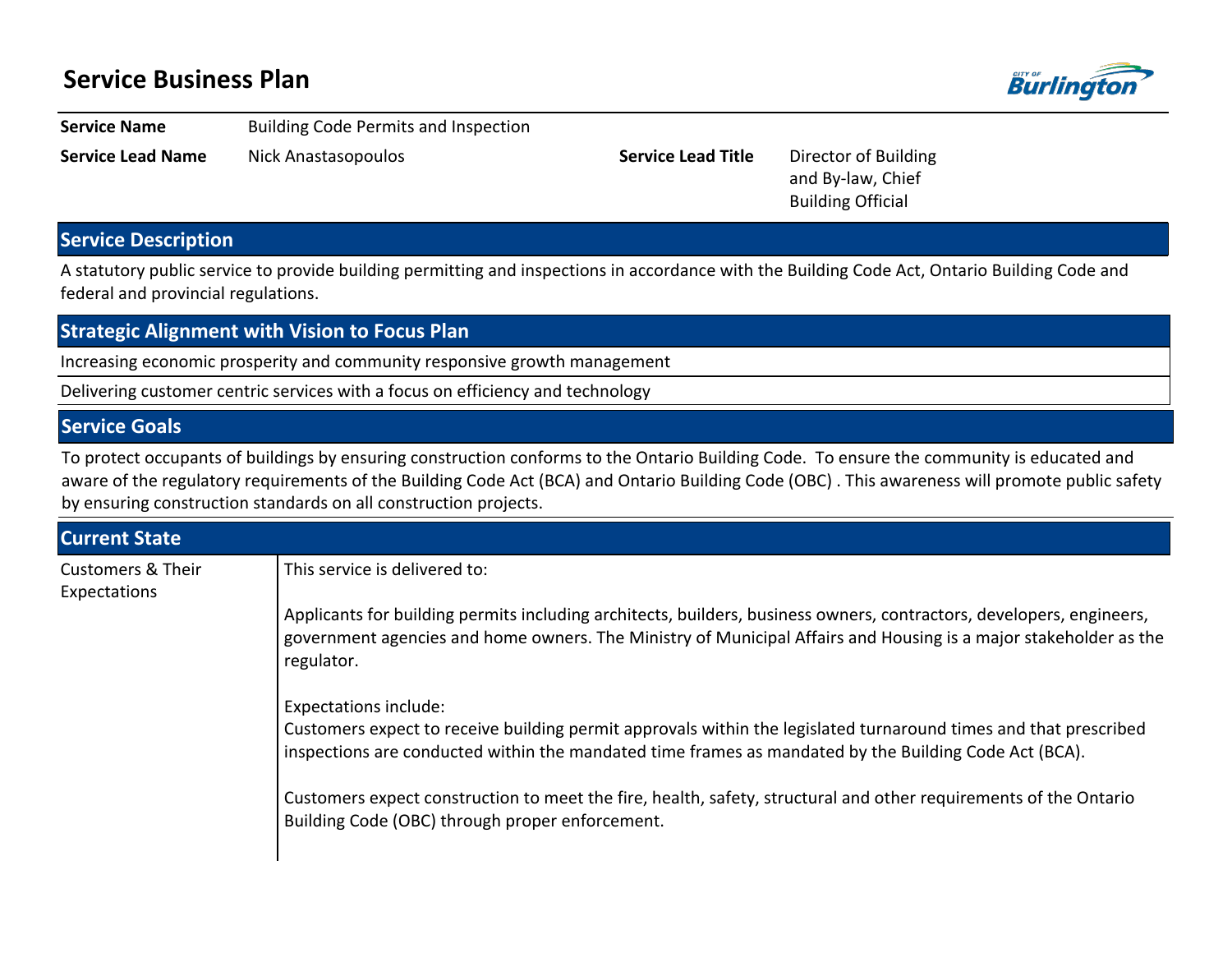# Service Business Plan

| | | | |
|---|---|---|---|
| **Service Name** | Building Code Permits and Inspection | | |
| **Service Lead Name** | Nick Anastasopoulos | **Service Lead Title** | Director of Building and By-law, Chief Building Official |

## Service Description

A statutory public service to provide building permitting and inspections in accordance with the Building Code Act, Ontario Building Code and federal and provincial regulations.

## Strategic Alignment with Vision to Focus Plan

Increasing economic prosperity and community responsive growth management

Delivering customer centric services with a focus on efficiency and technology

## Service Goals

To protect occupants of buildings by ensuring construction conforms to the Ontario Building Code. To ensure the community is educated and aware of the regulatory requirements of the Building Code Act (BCA) and Ontario Building Code (OBC) . This awareness will promote public safety by ensuring construction standards on all construction projects.

## Current State

**Customers & Their Expectations**

This service is delivered to:

Applicants for building permits including architects, builders, business owners, contractors, developers, engineers, government agencies and home owners. The Ministry of Municipal Affairs and Housing is a major stakeholder as the regulator.

Expectations include:
Customers expect to receive building permit approvals within the legislated turnaround times and that prescribed inspections are conducted within the mandated time frames as mandated by the Building Code Act (BCA).

Customers expect construction to meet the fire, health, safety, structural and other requirements of the Ontario Building Code (OBC) through proper enforcement.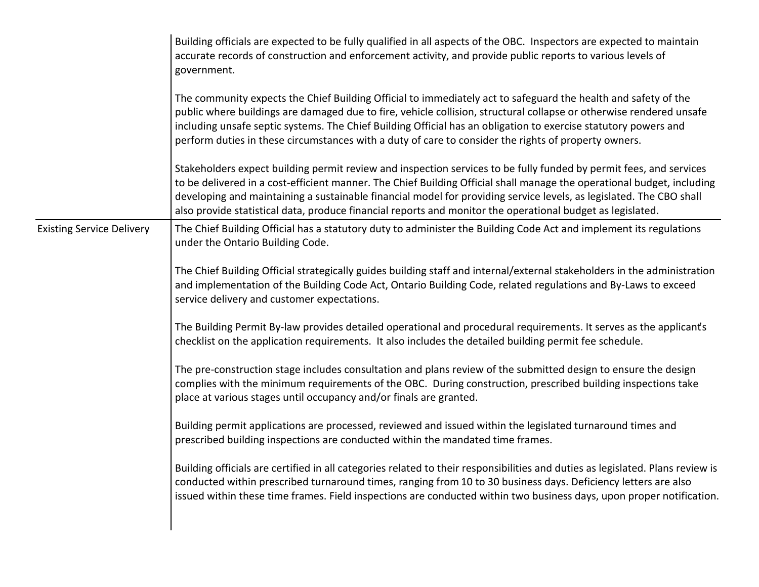| | |
|---|---|
| | Building officials are expected to be fully qualified in all aspects of the OBC. Inspectors are expected to maintain accurate records of construction and enforcement activity, and provide public reports to various levels of government.<br><br>The community expects the Chief Building Official to immediately act to safeguard the health and safety of the public where buildings are damaged due to fire, vehicle collision, structural collapse or otherwise rendered unsafe including unsafe septic systems. The Chief Building Official has an obligation to exercise statutory powers and perform duties in these circumstances with a duty of care to consider the rights of property owners.<br><br>Stakeholders expect building permit review and inspection services to be fully funded by permit fees, and services to be delivered in a cost-efficient manner. The Chief Building Official shall manage the operational budget, including developing and maintaining a sustainable financial model for providing service levels, as legislated. The CBO shall also provide statistical data, produce financial reports and monitor the operational budget as legislated. |
| Existing Service Delivery | The Chief Building Official has a statutory duty to administer the Building Code Act and implement its regulations under the Ontario Building Code.<br><br>The Chief Building Official strategically guides building staff and internal/external stakeholders in the administration and implementation of the Building Code Act, Ontario Building Code, related regulations and By-Laws to exceed service delivery and customer expectations.<br><br>The Building Permit By-law provides detailed operational and procedural requirements. It serves as the applicant's checklist on the application requirements. It also includes the detailed building permit fee schedule.<br><br>The pre-construction stage includes consultation and plans review of the submitted design to ensure the design complies with the minimum requirements of the OBC. During construction, prescribed building inspections take place at various stages until occupancy and/or finals are granted.<br><br>Building permit applications are processed, reviewed and issued within the legislated turnaround times and prescribed building inspections are conducted within the mandated time frames.<br><br>Building officials are certified in all categories related to their responsibilities and duties as legislated. Plans review is conducted within prescribed turnaround times, ranging from 10 to 30 business days. Deficiency letters are also issued within these time frames. Field inspections are conducted within two business days, upon proper notification. |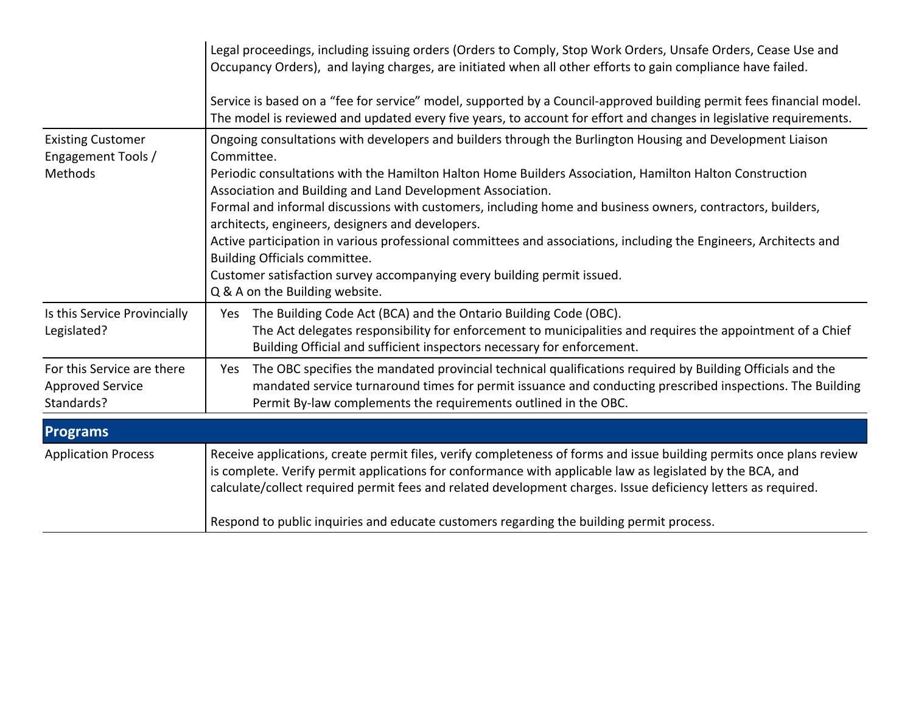| | |
|---|---|
| | Legal proceedings, including issuing orders (Orders to Comply, Stop Work Orders, Unsafe Orders, Cease Use and Occupancy Orders), and laying charges, are initiated when all other efforts to gain compliance have failed.<br><br>Service is based on a "fee for service" model, supported by a Council-approved building permit fees financial model. The model is reviewed and updated every five years, to account for effort and changes in legislative requirements. |
| Existing Customer Engagement Tools / Methods | Ongoing consultations with developers and builders through the Burlington Housing and Development Liaison Committee.<br>Periodic consultations with the Hamilton Halton Home Builders Association, Hamilton Halton Construction Association and Building and Land Development Association.<br>Formal and informal discussions with customers, including home and business owners, contractors, builders, architects, engineers, designers and developers.<br>Active participation in various professional committees and associations, including the Engineers, Architects and Building Officials committee.<br>Customer satisfaction survey accompanying every building permit issued.<br>Q & A on the Building website. |
| Is this Service Provincially Legislated? | Yes The Building Code Act (BCA) and the Ontario Building Code (OBC).<br>The Act delegates responsibility for enforcement to municipalities and requires the appointment of a Chief Building Official and sufficient inspectors necessary for enforcement. |
| For this Service are there Approved Service Standards? | Yes The OBC specifies the mandated provincial technical qualifications required by Building Officials and the mandated service turnaround times for permit issuance and conducting prescribed inspections. The Building Permit By-law complements the requirements outlined in the OBC. |

## Programs

| | |
|---|---|
| Application Process | Receive applications, create permit files, verify completeness of forms and issue building permits once plans review is complete. Verify permit applications for conformance with applicable law as legislated by the BCA, and calculate/collect required permit fees and related development charges. Issue deficiency letters as required.<br><br>Respond to public inquiries and educate customers regarding the building permit process. |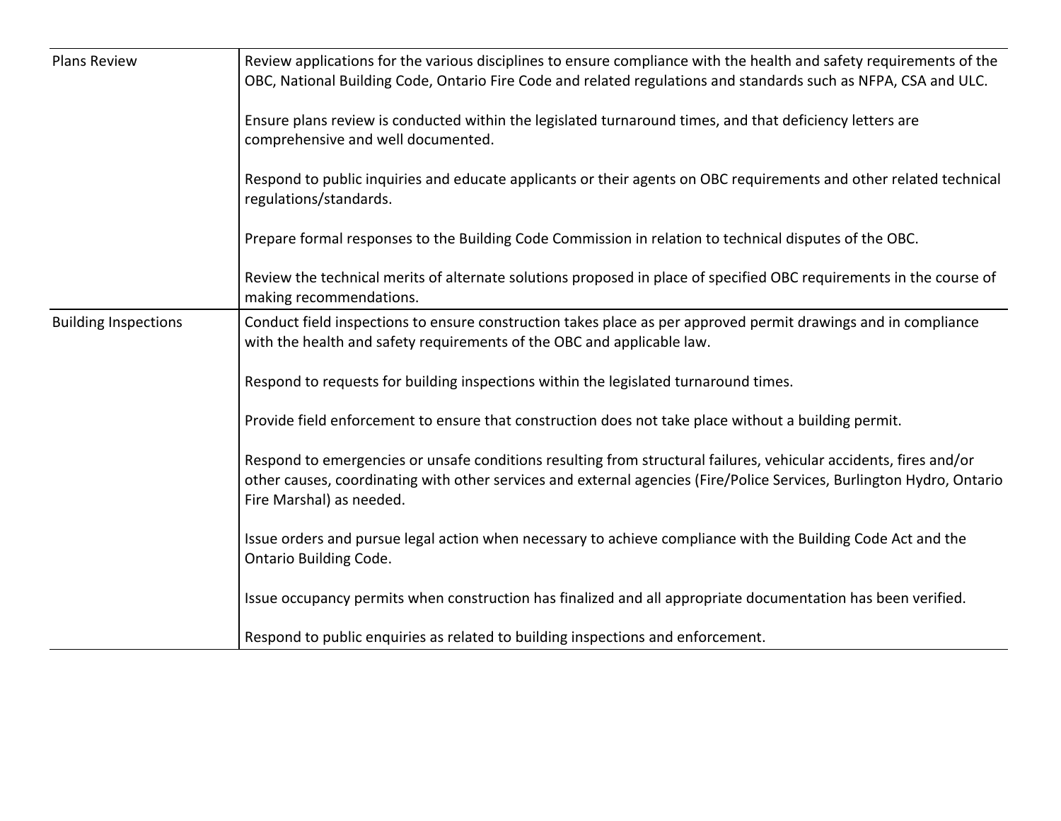| | |
|---|---|
| Plans Review | Review applications for the various disciplines to ensure compliance with the health and safety requirements of the OBC, National Building Code, Ontario Fire Code and related regulations and standards such as NFPA, CSA and ULC.<br><br>Ensure plans review is conducted within the legislated turnaround times, and that deficiency letters are comprehensive and well documented.<br><br>Respond to public inquiries and educate applicants or their agents on OBC requirements and other related technical regulations/standards.<br><br>Prepare formal responses to the Building Code Commission in relation to technical disputes of the OBC.<br><br>Review the technical merits of alternate solutions proposed in place of specified OBC requirements in the course of making recommendations. |
| Building Inspections | Conduct field inspections to ensure construction takes place as per approved permit drawings and in compliance with the health and safety requirements of the OBC and applicable law.<br><br>Respond to requests for building inspections within the legislated turnaround times.<br><br>Provide field enforcement to ensure that construction does not take place without a building permit.<br><br>Respond to emergencies or unsafe conditions resulting from structural failures, vehicular accidents, fires and/or other causes, coordinating with other services and external agencies (Fire/Police Services, Burlington Hydro, Ontario Fire Marshal) as needed.<br><br>Issue orders and pursue legal action when necessary to achieve compliance with the Building Code Act and the Ontario Building Code.<br><br>Issue occupancy permits when construction has finalized and all appropriate documentation has been verified.<br><br>Respond to public enquiries as related to building inspections and enforcement. |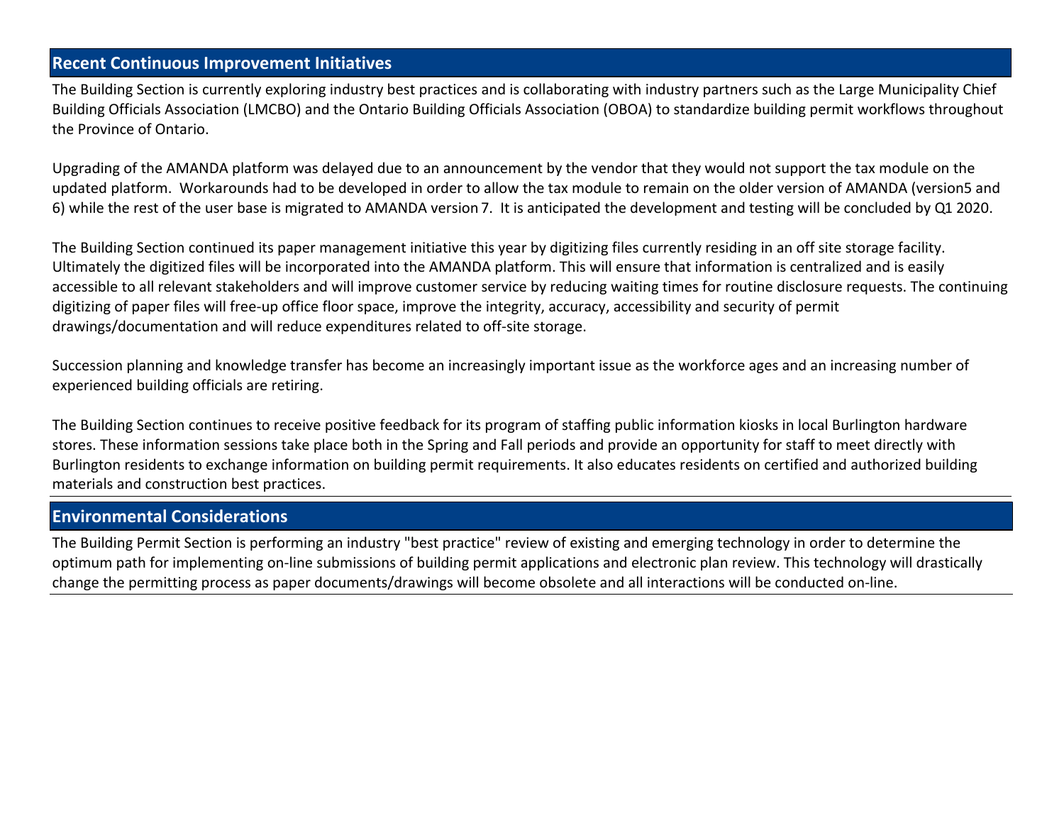## Recent Continuous Improvement Initiatives

The Building Section is currently exploring industry best practices and is collaborating with industry partners such as the Large Municipality Chief Building Officials Association (LMCBO) and the Ontario Building Officials Association (OBOA) to standardize building permit workflows throughout the Province of Ontario.

Upgrading of the AMANDA platform was delayed due to an announcement by the vendor that they would not support the tax module on the updated platform. Workarounds had to be developed in order to allow the tax module to remain on the older version of AMANDA (version5 and 6) while the rest of the user base is migrated to AMANDA version 7. It is anticipated the development and testing will be concluded by Q1 2020.

The Building Section continued its paper management initiative this year by digitizing files currently residing in an off site storage facility. Ultimately the digitized files will be incorporated into the AMANDA platform. This will ensure that information is centralized and is easily accessible to all relevant stakeholders and will improve customer service by reducing waiting times for routine disclosure requests. The continuing digitizing of paper files will free-up office floor space, improve the integrity, accuracy, accessibility and security of permit drawings/documentation and will reduce expenditures related to off-site storage.

Succession planning and knowledge transfer has become an increasingly important issue as the workforce ages and an increasing number of experienced building officials are retiring.

The Building Section continues to receive positive feedback for its program of staffing public information kiosks in local Burlington hardware stores. These information sessions take place both in the Spring and Fall periods and provide an opportunity for staff to meet directly with Burlington residents to exchange information on building permit requirements. It also educates residents on certified and authorized building materials and construction best practices.

## Environmental Considerations

The Building Permit Section is performing an industry "best practice" review of existing and emerging technology in order to determine the optimum path for implementing on-line submissions of building permit applications and electronic plan review. This technology will drastically change the permitting process as paper documents/drawings will become obsolete and all interactions will be conducted on-line.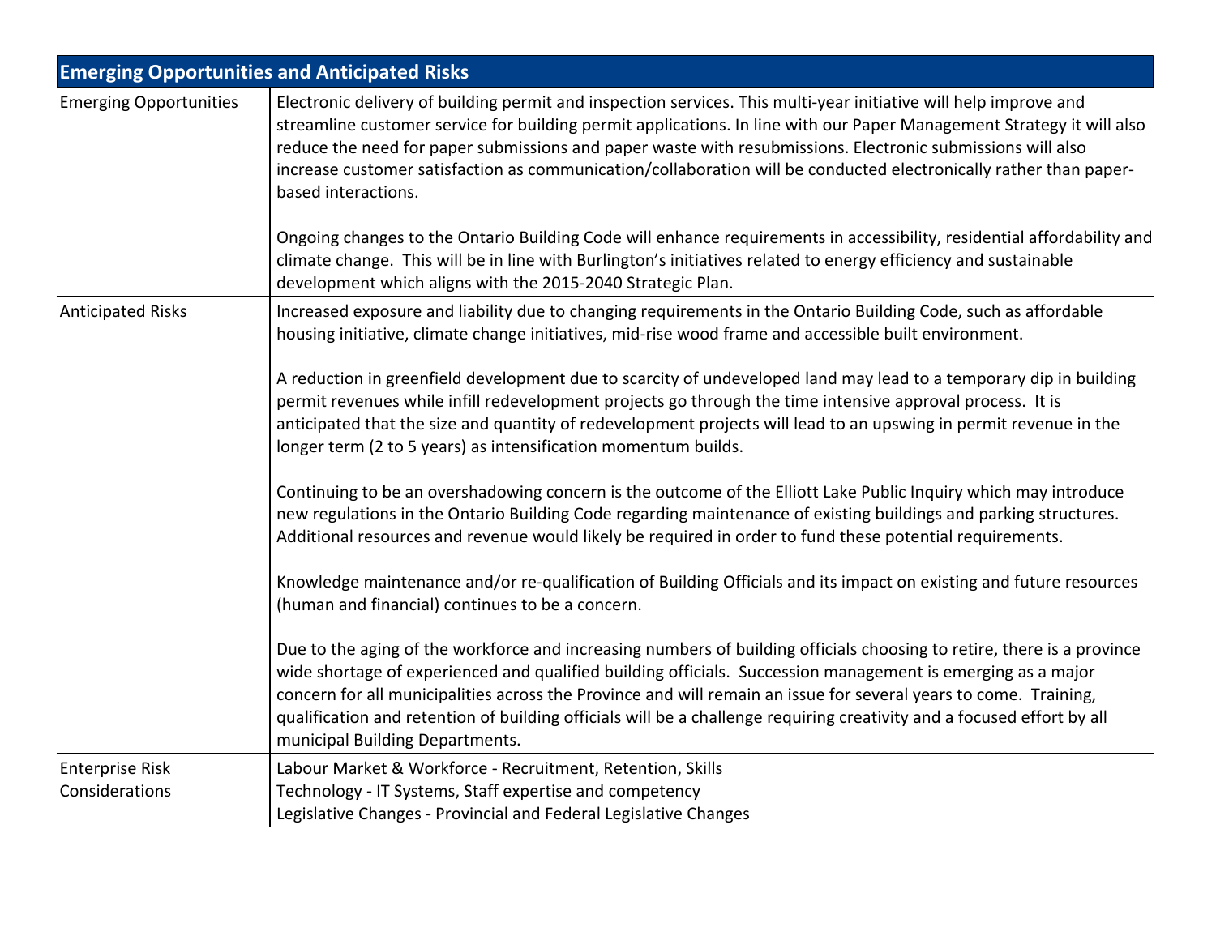| Emerging Opportunities and Anticipated Risks | |
|---|---|
| Emerging Opportunities | Electronic delivery of building permit and inspection services. This multi-year initiative will help improve and streamline customer service for building permit applications. In line with our Paper Management Strategy it will also reduce the need for paper submissions and paper waste with resubmissions. Electronic submissions will also increase customer satisfaction as communication/collaboration will be conducted electronically rather than paper-based interactions.<br><br>Ongoing changes to the Ontario Building Code will enhance requirements in accessibility, residential affordability and climate change. This will be in line with Burlington's initiatives related to energy efficiency and sustainable development which aligns with the 2015-2040 Strategic Plan. |
| Anticipated Risks | Increased exposure and liability due to changing requirements in the Ontario Building Code, such as affordable housing initiative, climate change initiatives, mid-rise wood frame and accessible built environment.<br><br>A reduction in greenfield development due to scarcity of undeveloped land may lead to a temporary dip in building permit revenues while infill redevelopment projects go through the time intensive approval process. It is anticipated that the size and quantity of redevelopment projects will lead to an upswing in permit revenue in the longer term (2 to 5 years) as intensification momentum builds.<br><br>Continuing to be an overshadowing concern is the outcome of the Elliott Lake Public Inquiry which may introduce new regulations in the Ontario Building Code regarding maintenance of existing buildings and parking structures. Additional resources and revenue would likely be required in order to fund these potential requirements.<br><br>Knowledge maintenance and/or re-qualification of Building Officials and its impact on existing and future resources (human and financial) continues to be a concern.<br><br>Due to the aging of the workforce and increasing numbers of building officials choosing to retire, there is a province wide shortage of experienced and qualified building officials. Succession management is emerging as a major concern for all municipalities across the Province and will remain an issue for several years to come. Training, qualification and retention of building officials will be a challenge requiring creativity and a focused effort by all municipal Building Departments. |
| Enterprise Risk Considerations | Labour Market & Workforce - Recruitment, Retention, Skills<br>Technology - IT Systems, Staff expertise and competency<br>Legislative Changes - Provincial and Federal Legislative Changes |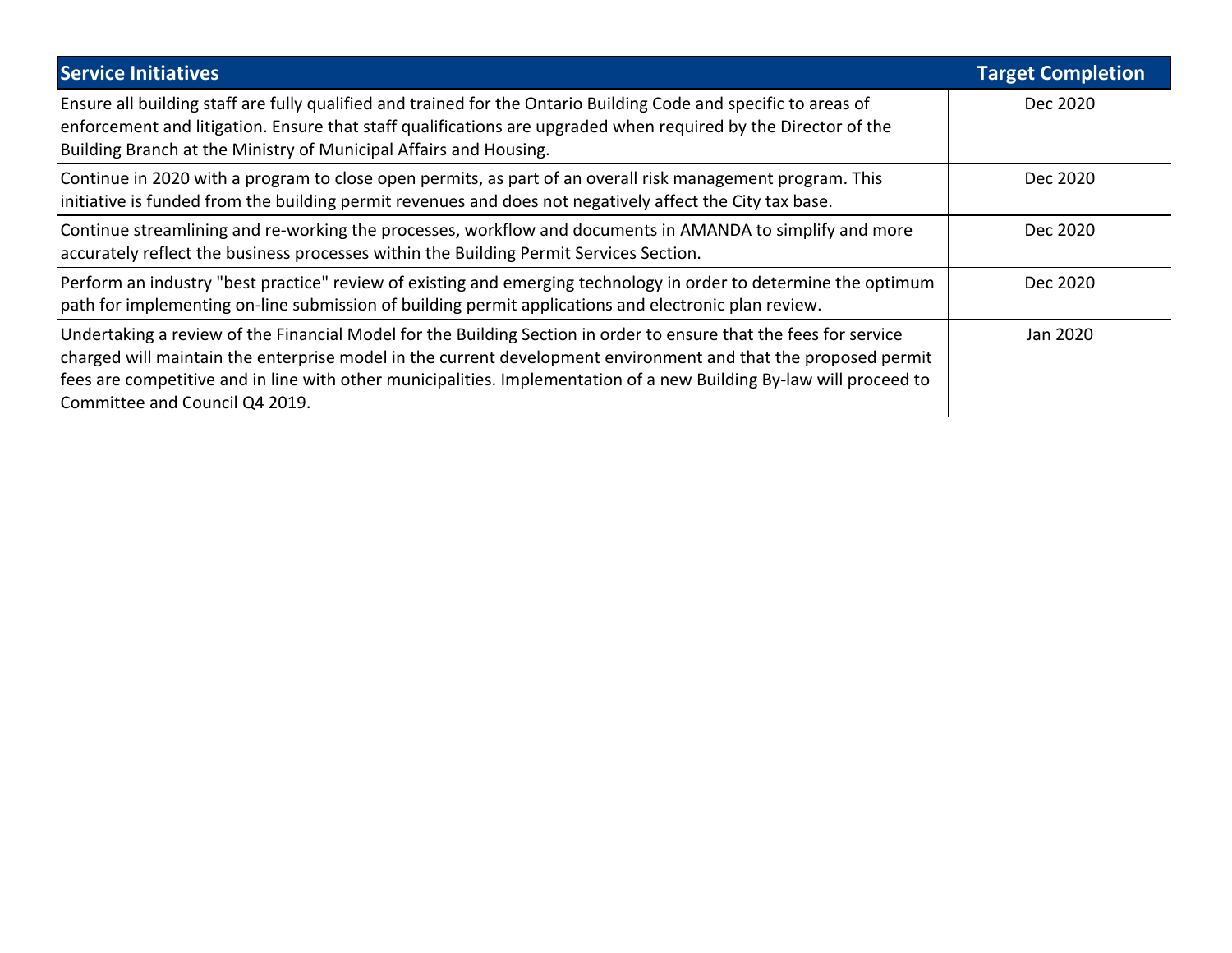| Service Initiatives | Target Completion |
| --- | --- |
| Ensure all building staff are fully qualified and trained for the Ontario Building Code and specific to areas of enforcement and litigation. Ensure that staff qualifications are upgraded when required by the Director of the Building Branch at the Ministry of Municipal Affairs and Housing. | Dec 2020 |
| Continue in 2020 with a program to close open permits, as part of an overall risk management program. This initiative is funded from the building permit revenues and does not negatively affect the City tax base. | Dec 2020 |
| Continue streamlining and re-working the processes, workflow and documents in AMANDA to simplify and more accurately reflect the business processes within the Building Permit Services Section. | Dec 2020 |
| Perform an industry "best practice" review of existing and emerging technology in order to determine the optimum path for implementing on-line submission of building permit applications and electronic plan review. | Dec 2020 |
| Undertaking a review of the Financial Model for the Building Section in order to ensure that the fees for service charged will maintain the enterprise model in the current development environment and that the proposed permit fees are competitive and in line with other municipalities. Implementation of a new Building By-law will proceed to Committee and Council Q4 2019. | Jan 2020 |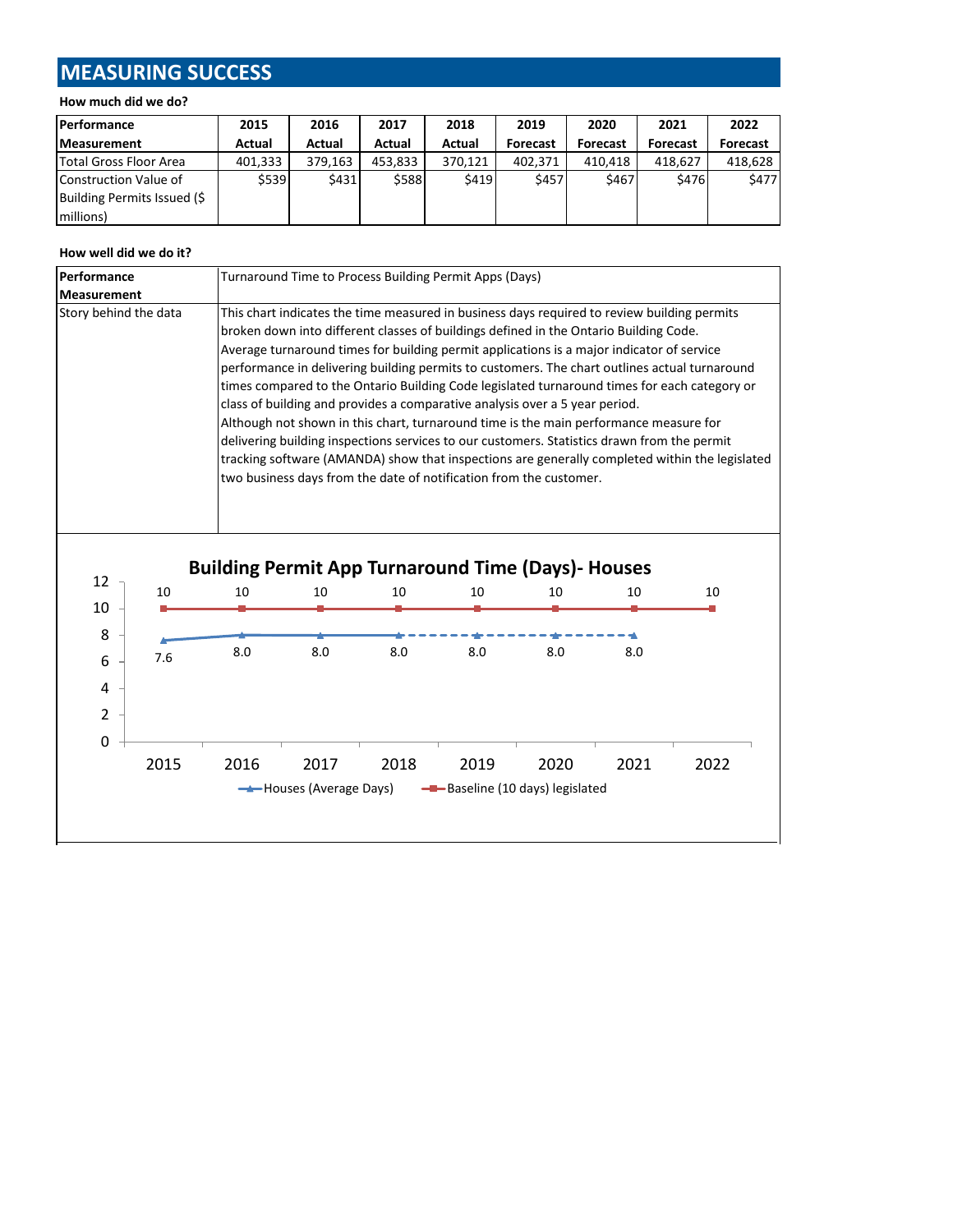# MEASURING SUCCESS

**How much did we do?**

| Performance Measurement | 2015 Actual | 2016 Actual | 2017 Actual | 2018 Actual | 2019 Forecast | 2020 Forecast | 2021 Forecast | 2022 Forecast |
|---|---|---|---|---|---|---|---|---|
| Total Gross Floor Area | 401,333 | 379,163 | 453,833 | 370,121 | 402,371 | 410,418 | 418,627 | 418,628 |
| Construction Value of Building Permits Issued ($ millions) | $539 | $431 | $588 | $419 | $457 | $467 | $476 | $477 |

**How well did we do it?**

| Performance Measurement | Turnaround Time to Process Building Permit Apps (Days) |
|---|---|
| Story behind the data | This chart indicates the time measured in business days required to review building permits broken down into different classes of buildings defined in the Ontario Building Code. Average turnaround times for building permit applications is a major indicator of service performance in delivering building permits to customers. The chart outlines actual turnaround times compared to the Ontario Building Code legislated turnaround times for each category or class of building and provides a comparative analysis over a 5 year period. Although not shown in this chart, turnaround time is the main performance measure for delivering building inspections services to our customers. Statistics drawn from the permit tracking software (AMANDA) show that inspections are generally completed within the legislated two business days from the date of notification from the customer. |

**Building Permit App Turnaround Time (Days)- Houses**

| Year | Houses (Average Days) | Baseline (10 days) legislated |
|---|---|---|
| 2015 | 7.6 | 10 |
| 2016 | 8.0 | 10 |
| 2017 | 8.0 | 10 |
| 2018 | 8.0 | 10 |
| 2019 | 8.0 | 10 |
| 2020 | 8.0 | 10 |
| 2021 | 8.0 | 10 |
| 2022 | | 10 |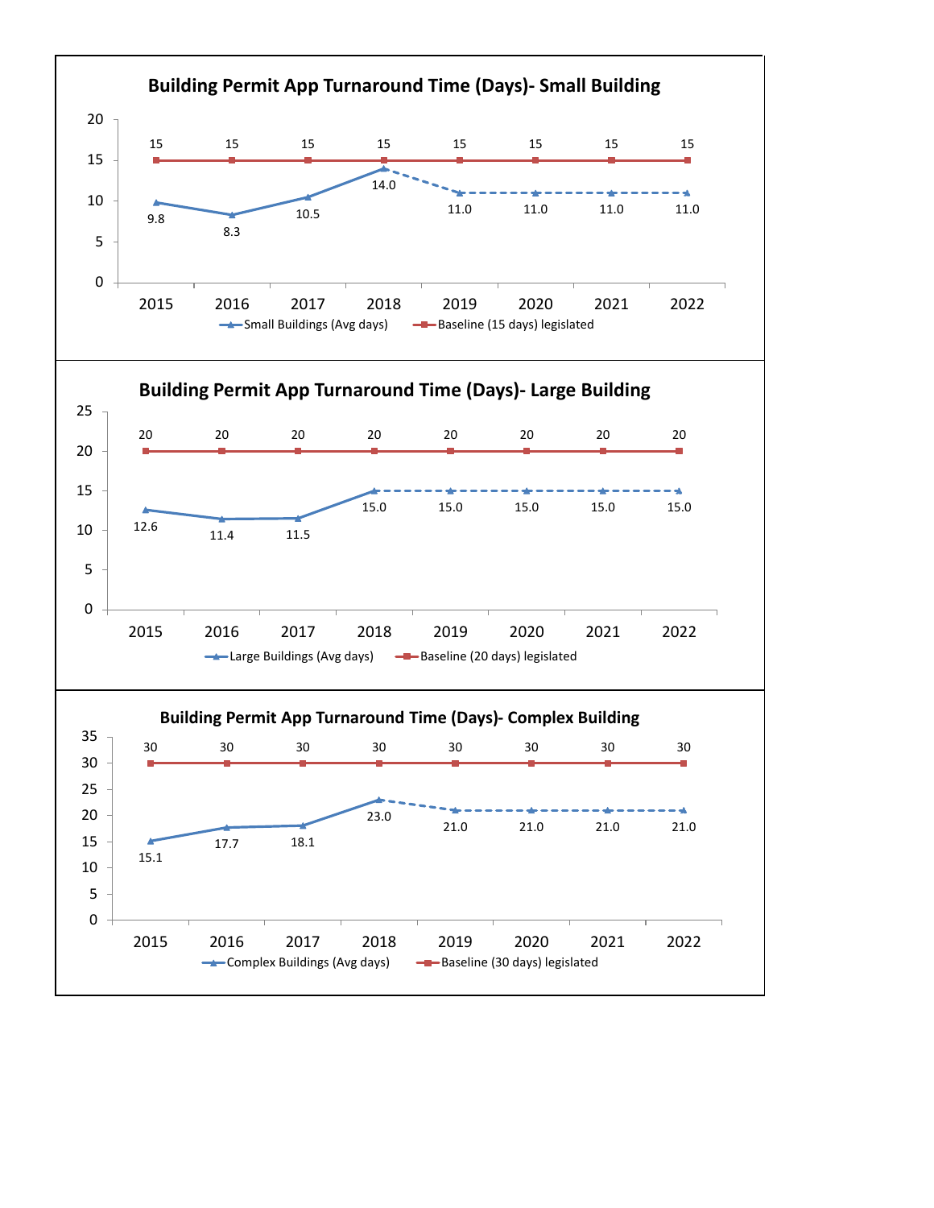## Building Permit App Turnaround Time (Days)- Small Building

| Year | Small Buildings (Avg days) | Baseline (15 days) legislated |
|---|---|---|
| 2015 | 9.8 | 15 |
| 2016 | 8.3 | 15 |
| 2017 | 10.5 | 15 |
| 2018 | 14.0 | 15 |
| 2019 | 11.0 | 15 |
| 2020 | 11.0 | 15 |
| 2021 | 11.0 | 15 |
| 2022 | 11.0 | 15 |

## Building Permit App Turnaround Time (Days)- Large Building

| Year | Large Buildings (Avg days) | Baseline (20 days) legislated |
|---|---|---|
| 2015 | 12.6 | 20 |
| 2016 | 11.4 | 20 |
| 2017 | 11.5 | 20 |
| 2018 | 15.0 | 20 |
| 2019 | 15.0 | 20 |
| 2020 | 15.0 | 20 |
| 2021 | 15.0 | 20 |
| 2022 | 15.0 | 20 |

## Building Permit App Turnaround Time (Days)- Complex Building

| Year | Complex Buildings (Avg days) | Baseline (30 days) legislated |
|---|---|---|
| 2015 | 15.1 | 30 |
| 2016 | 17.7 | 30 |
| 2017 | 18.1 | 30 |
| 2018 | 23.0 | 30 |
| 2019 | 21.0 | 30 |
| 2020 | 21.0 | 30 |
| 2021 | 21.0 | 30 |
| 2022 | 21.0 | 30 |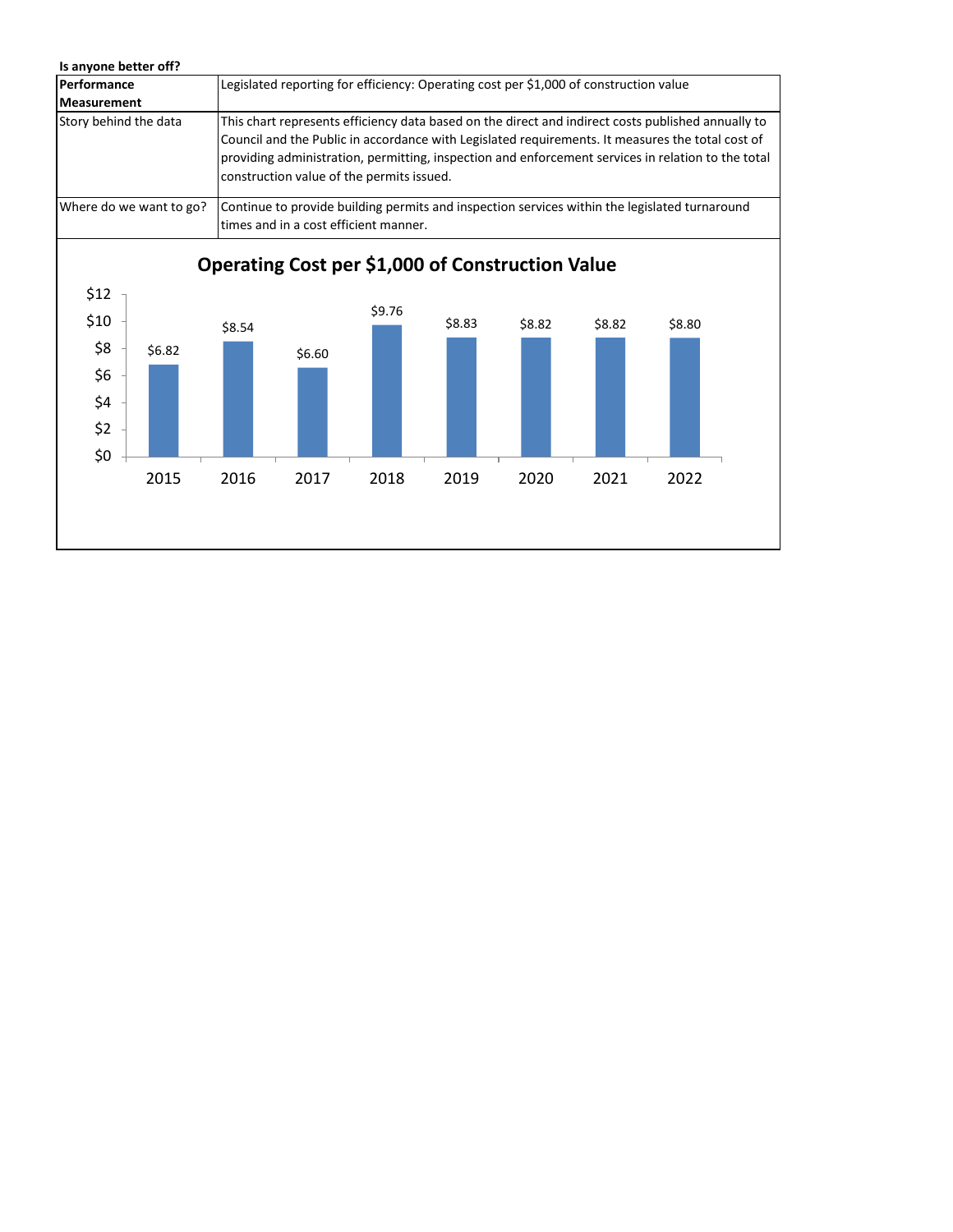**Is anyone better off?**

| **Performance Measurement** | Legislated reporting for efficiency: Operating cost per $1,000 of construction value |
|---|---|
| Story behind the data | This chart represents efficiency data based on the direct and indirect costs published annually to Council and the Public in accordance with Legislated requirements. It measures the total cost of providing administration, permitting, inspection and enforcement services in relation to the total construction value of the permits issued. |
| Where do we want to go? | Continue to provide building permits and inspection services within the legislated turnaround times and in a cost efficient manner. |

**Operating Cost per $1,000 of Construction Value**

| Year | Operating Cost per $1,000 of Construction Value |
|---|---|
| 2015 | $6.82 |
| 2016 | $8.54 |
| 2017 | $6.60 |
| 2018 | $9.76 |
| 2019 | $8.83 |
| 2020 | $8.82 |
| 2021 | $8.82 |
| 2022 | $8.80 |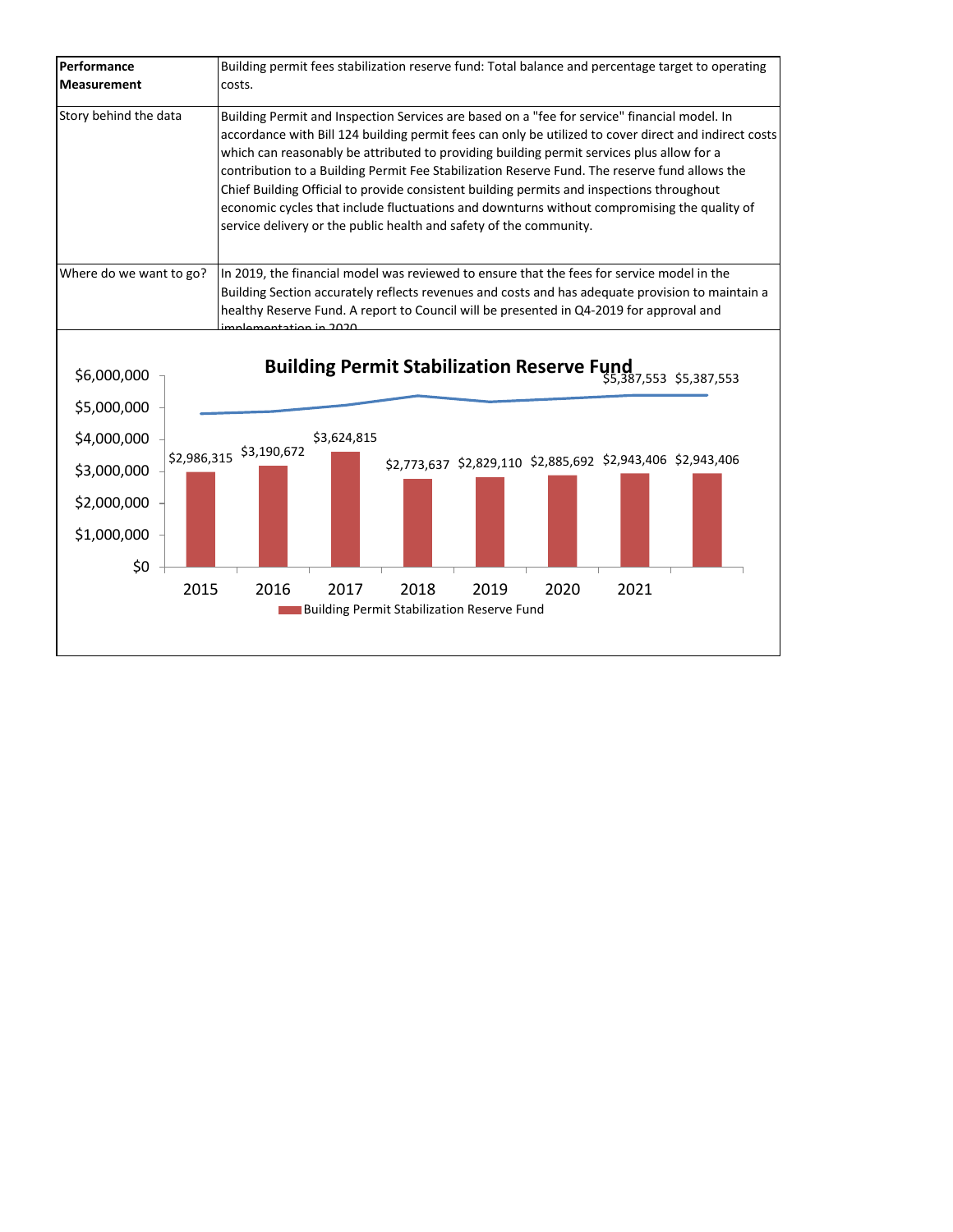| Performance Measurement | Building permit fees stabilization reserve fund: Total balance and percentage target to operating costs. |
|---|---|
| Story behind the data | Building Permit and Inspection Services are based on a "fee for service" financial model. In accordance with Bill 124 building permit fees can only be utilized to cover direct and indirect costs which can reasonably be attributed to providing building permit services plus allow for a contribution to a Building Permit Fee Stabilization Reserve Fund. The reserve fund allows the Chief Building Official to provide consistent building permits and inspections throughout economic cycles that include fluctuations and downturns without compromising the quality of service delivery or the public health and safety of the community. |
| Where do we want to go? | In 2019, the financial model was reviewed to ensure that the fees for service model in the Building Section accurately reflects revenues and costs and has adequate provision to maintain a healthy Reserve Fund. A report to Council will be presented in Q4-2019 for approval and implementation in 2020 |

**Building Permit Stabilization Reserve Fund**

| Year | Building Permit Stabilization Reserve Fund |
|---|---|
| 2015 | $2,986,315 |
| 2016 | $3,190,672 |
| 2017 | $3,624,815 |
| 2018 | $2,773,637 |
| 2019 | $2,829,110 |
| 2020 | $2,885,692 |
| 2021 | $2,943,406 |
| | $2,943,406 |

Line values labelled: $5,387,553 $5,387,553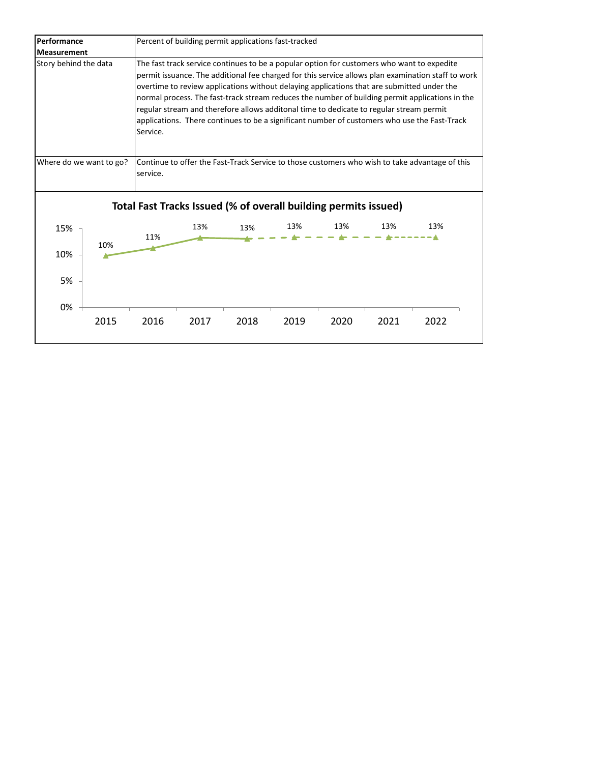| | |
| --- | --- |
| **Performance Measurement** | Percent of building permit applications fast-tracked |
| Story behind the data | The fast track service continues to be a popular option for customers who want to expedite permit issuance. The additional fee charged for this service allows plan examination staff to work overtime to review applications without delaying applications that are submitted under the normal process. The fast-track stream reduces the number of building permit applications in the regular stream and therefore allows additonal time to dedicate to regular stream permit applications. There continues to be a significant number of customers who use the Fast-Track Service. |
| Where do we want to go? | Continue to offer the Fast-Track Service to those customers who wish to take advantage of this service. |

**Total Fast Tracks Issued (% of overall building permits issued)**

15%
10%
5%
0%

10%
11%
13%
13%
13%
13%
13%
13%

2015
2016
2017
2018
2019
2020
2021
2022